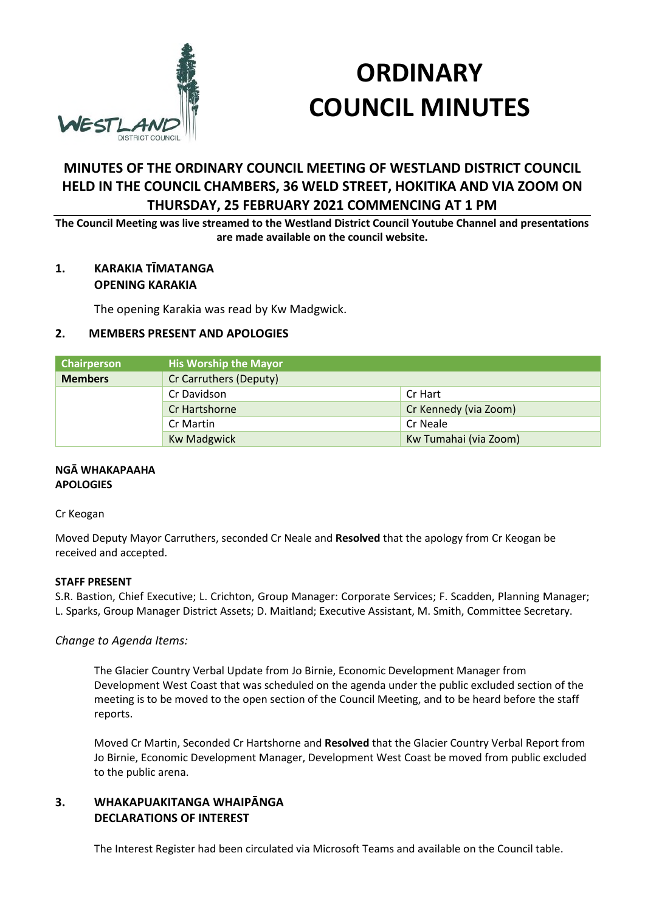# ORDINARY COUNCIL MINUTES

## MINUTES OF THE ORDINARY COUNCIL MEETING OF WESTLAND DISTRICT COUNCIL HELD IN THE COUNCIL CHAMBERS, 36 WELD STREET, HOKITIKA AND VIA ZOOM ON THURSDAY, 25 FEBRUARY 2021 COMMENCING AT 1 PM

**The Council Meeting was live streamed to the Westland District Council Youtube Channel and presentations are made available on the council website.**

### 1. KARAKIA TĪMATANGA
### OPENING KARAKIA

The opening Karakia was read by Kw Madgwick.

### 2. MEMBERS PRESENT AND APOLOGIES

| Chairperson | His Worship the Mayor | |
|---|---|---|
| **Members** | Cr Carruthers (Deputy) | |
| | Cr Davidson | Cr Hart |
| | Cr Hartshorne | Cr Kennedy (via Zoom) |
| | Cr Martin | Cr Neale |
| | Kw Madgwick | Kw Tumahai (via Zoom) |

**NGĀ WHAKAPAAHA**
**APOLOGIES**

Cr Keogan

Moved Deputy Mayor Carruthers, seconded Cr Neale and **Resolved** that the apology from Cr Keogan be received and accepted.

**STAFF PRESENT**

S.R. Bastion, Chief Executive; L. Crichton, Group Manager: Corporate Services; F. Scadden, Planning Manager; L. Sparks, Group Manager District Assets; D. Maitland; Executive Assistant, M. Smith, Committee Secretary.

*Change to Agenda Items:*

The Glacier Country Verbal Update from Jo Birnie, Economic Development Manager from Development West Coast that was scheduled on the agenda under the public excluded section of the meeting is to be moved to the open section of the Council Meeting, and to be heard before the staff reports.

Moved Cr Martin, Seconded Cr Hartshorne and **Resolved** that the Glacier Country Verbal Report from Jo Birnie, Economic Development Manager, Development West Coast be moved from public excluded to the public arena.

### 3. WHAKAPUAKITANGA WHAIPĀNGA
### DECLARATIONS OF INTEREST

The Interest Register had been circulated via Microsoft Teams and available on the Council table.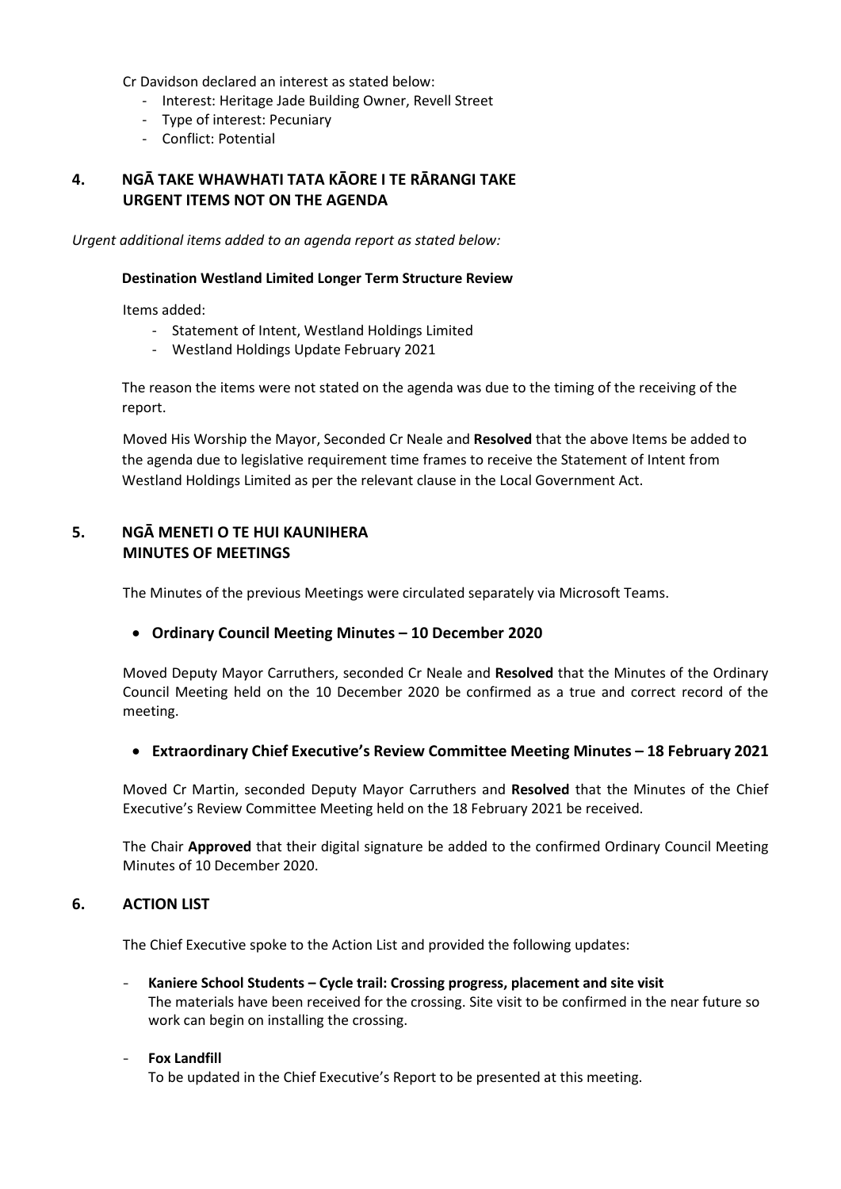Cr Davidson declared an interest as stated below:

- Interest: Heritage Jade Building Owner, Revell Street
- Type of interest: Pecuniary
- Conflict: Potential

## 4. NGĀ TAKE WHAWHATI TATA KĀORE I TE RĀRANGI TAKE URGENT ITEMS NOT ON THE AGENDA

*Urgent additional items added to an agenda report as stated below:*

**Destination Westland Limited Longer Term Structure Review**

Items added:

- Statement of Intent, Westland Holdings Limited
- Westland Holdings Update February 2021

The reason the items were not stated on the agenda was due to the timing of the receiving of the report.

Moved His Worship the Mayor, Seconded Cr Neale and **Resolved** that the above Items be added to the agenda due to legislative requirement time frames to receive the Statement of Intent from Westland Holdings Limited as per the relevant clause in the Local Government Act.

## 5. NGĀ MENETI O TE HUI KAUNIHERA MINUTES OF MEETINGS

The Minutes of the previous Meetings were circulated separately via Microsoft Teams.

- **Ordinary Council Meeting Minutes – 10 December 2020**

Moved Deputy Mayor Carruthers, seconded Cr Neale and **Resolved** that the Minutes of the Ordinary Council Meeting held on the 10 December 2020 be confirmed as a true and correct record of the meeting.

- **Extraordinary Chief Executive's Review Committee Meeting Minutes – 18 February 2021**

Moved Cr Martin, seconded Deputy Mayor Carruthers and **Resolved** that the Minutes of the Chief Executive's Review Committee Meeting held on the 18 February 2021 be received.

The Chair **Approved** that their digital signature be added to the confirmed Ordinary Council Meeting Minutes of 10 December 2020.

## 6. ACTION LIST

The Chief Executive spoke to the Action List and provided the following updates:

- **Kaniere School Students – Cycle trail: Crossing progress, placement and site visit**
  The materials have been received for the crossing. Site visit to be confirmed in the near future so work can begin on installing the crossing.

- **Fox Landfill**
  To be updated in the Chief Executive's Report to be presented at this meeting.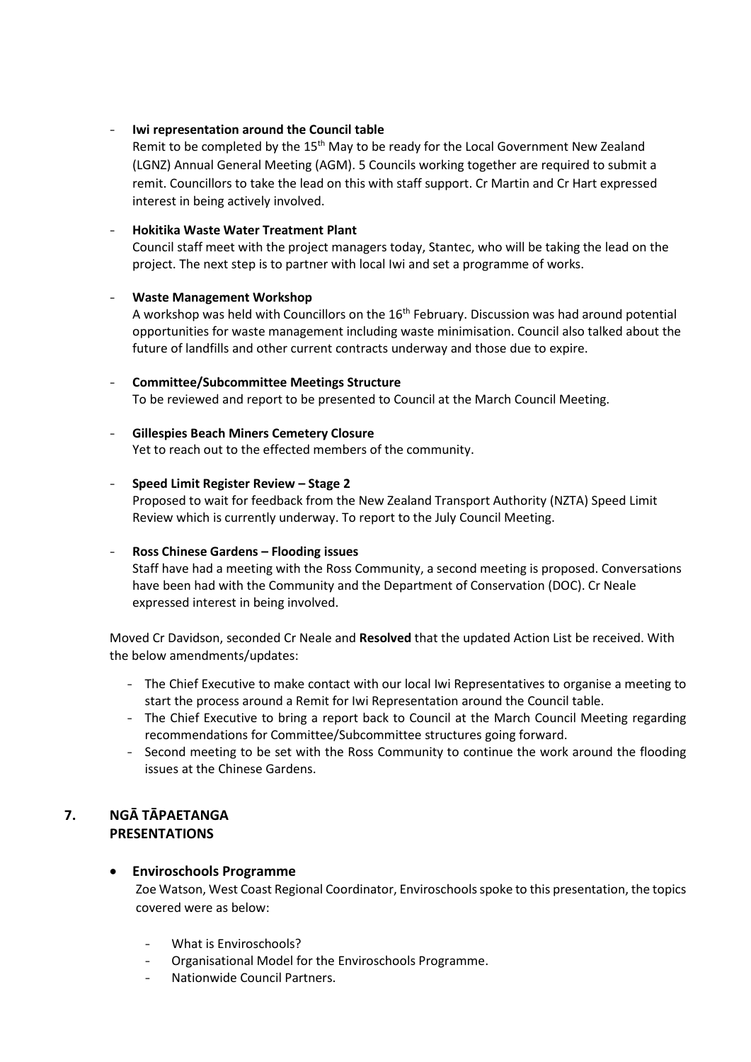- **Iwi representation around the Council table**

  Remit to be completed by the 15th May to be ready for the Local Government New Zealand (LGNZ) Annual General Meeting (AGM). 5 Councils working together are required to submit a remit. Councillors to take the lead on this with staff support. Cr Martin and Cr Hart expressed interest in being actively involved.

- **Hokitika Waste Water Treatment Plant**

  Council staff meet with the project managers today, Stantec, who will be taking the lead on the project. The next step is to partner with local Iwi and set a programme of works.

- **Waste Management Workshop**

  A workshop was held with Councillors on the 16th February. Discussion was had around potential opportunities for waste management including waste minimisation. Council also talked about the future of landfills and other current contracts underway and those due to expire.

- **Committee/Subcommittee Meetings Structure**

  To be reviewed and report to be presented to Council at the March Council Meeting.

- **Gillespies Beach Miners Cemetery Closure**

  Yet to reach out to the effected members of the community.

- **Speed Limit Register Review – Stage 2**

  Proposed to wait for feedback from the New Zealand Transport Authority (NZTA) Speed Limit Review which is currently underway. To report to the July Council Meeting.

- **Ross Chinese Gardens – Flooding issues**

  Staff have had a meeting with the Ross Community, a second meeting is proposed. Conversations have been had with the Community and the Department of Conservation (DOC). Cr Neale expressed interest in being involved.

Moved Cr Davidson, seconded Cr Neale and **Resolved** that the updated Action List be received. With the below amendments/updates:

- The Chief Executive to make contact with our local Iwi Representatives to organise a meeting to start the process around a Remit for Iwi Representation around the Council table.
- The Chief Executive to bring a report back to Council at the March Council Meeting regarding recommendations for Committee/Subcommittee structures going forward.
- Second meeting to be set with the Ross Community to continue the work around the flooding issues at the Chinese Gardens.

## 7. NGĀ TĀPAETANGA PRESENTATIONS

- **Enviroschools Programme**

  Zoe Watson, West Coast Regional Coordinator, Enviroschools spoke to this presentation, the topics covered were as below:

  - What is Enviroschools?
  - Organisational Model for the Enviroschools Programme.
  - Nationwide Council Partners.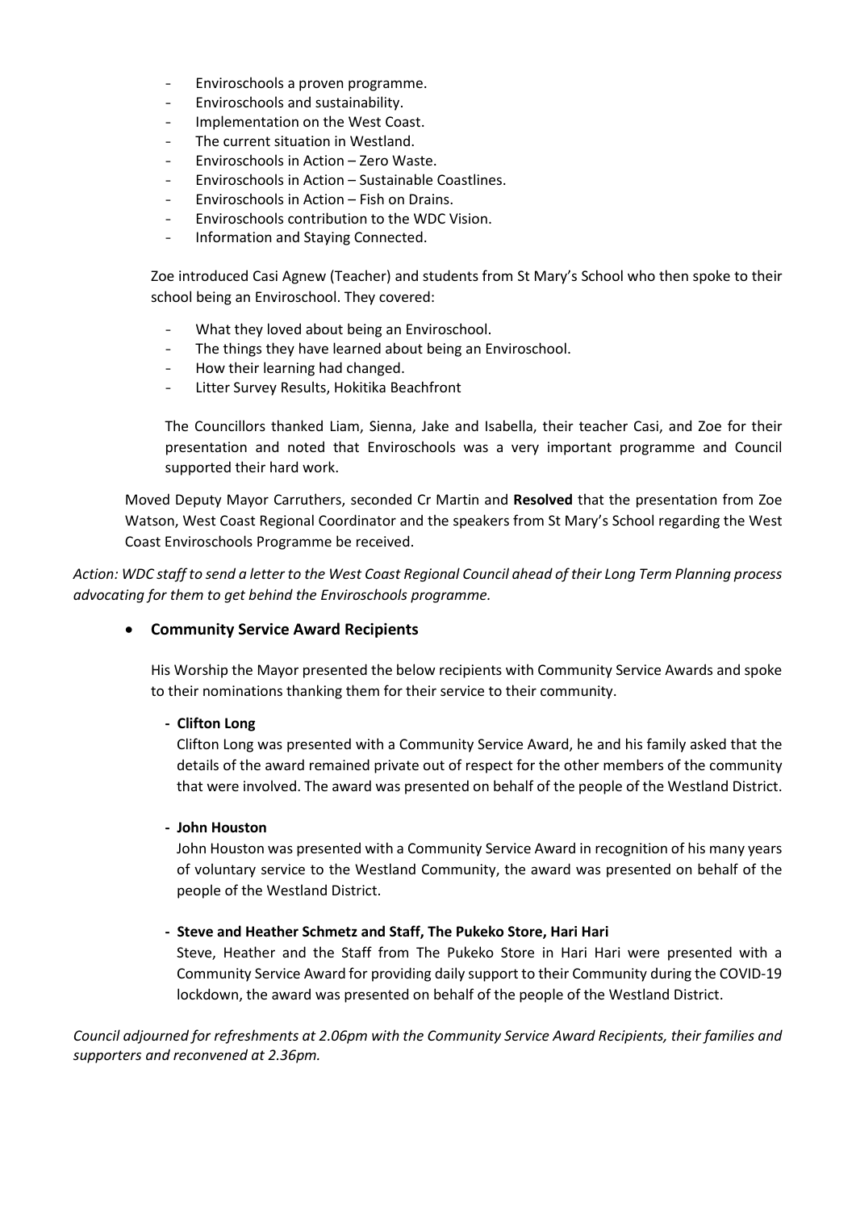- Enviroschools a proven programme.
- Enviroschools and sustainability.
- Implementation on the West Coast.
- The current situation in Westland.
- Enviroschools in Action – Zero Waste.
- Enviroschools in Action – Sustainable Coastlines.
- Enviroschools in Action – Fish on Drains.
- Enviroschools contribution to the WDC Vision.
- Information and Staying Connected.

Zoe introduced Casi Agnew (Teacher) and students from St Mary's School who then spoke to their school being an Enviroschool. They covered:

- What they loved about being an Enviroschool.
- The things they have learned about being an Enviroschool.
- How their learning had changed.
- Litter Survey Results, Hokitika Beachfront

The Councillors thanked Liam, Sienna, Jake and Isabella, their teacher Casi, and Zoe for their presentation and noted that Enviroschools was a very important programme and Council supported their hard work.

Moved Deputy Mayor Carruthers, seconded Cr Martin and **Resolved** that the presentation from Zoe Watson, West Coast Regional Coordinator and the speakers from St Mary's School regarding the West Coast Enviroschools Programme be received.

*Action: WDC staff to send a letter to the West Coast Regional Council ahead of their Long Term Planning process advocating for them to get behind the Enviroschools programme.*

- **Community Service Award Recipients**

His Worship the Mayor presented the below recipients with Community Service Awards and spoke to their nominations thanking them for their service to their community.

- **Clifton Long**

  Clifton Long was presented with a Community Service Award, he and his family asked that the details of the award remained private out of respect for the other members of the community that were involved. The award was presented on behalf of the people of the Westland District.

- **John Houston**

  John Houston was presented with a Community Service Award in recognition of his many years of voluntary service to the Westland Community, the award was presented on behalf of the people of the Westland District.

- **Steve and Heather Schmetz and Staff, The Pukeko Store, Hari Hari**

  Steve, Heather and the Staff from The Pukeko Store in Hari Hari were presented with a Community Service Award for providing daily support to their Community during the COVID-19 lockdown, the award was presented on behalf of the people of the Westland District.

*Council adjourned for refreshments at 2.06pm with the Community Service Award Recipients, their families and supporters and reconvened at 2.36pm.*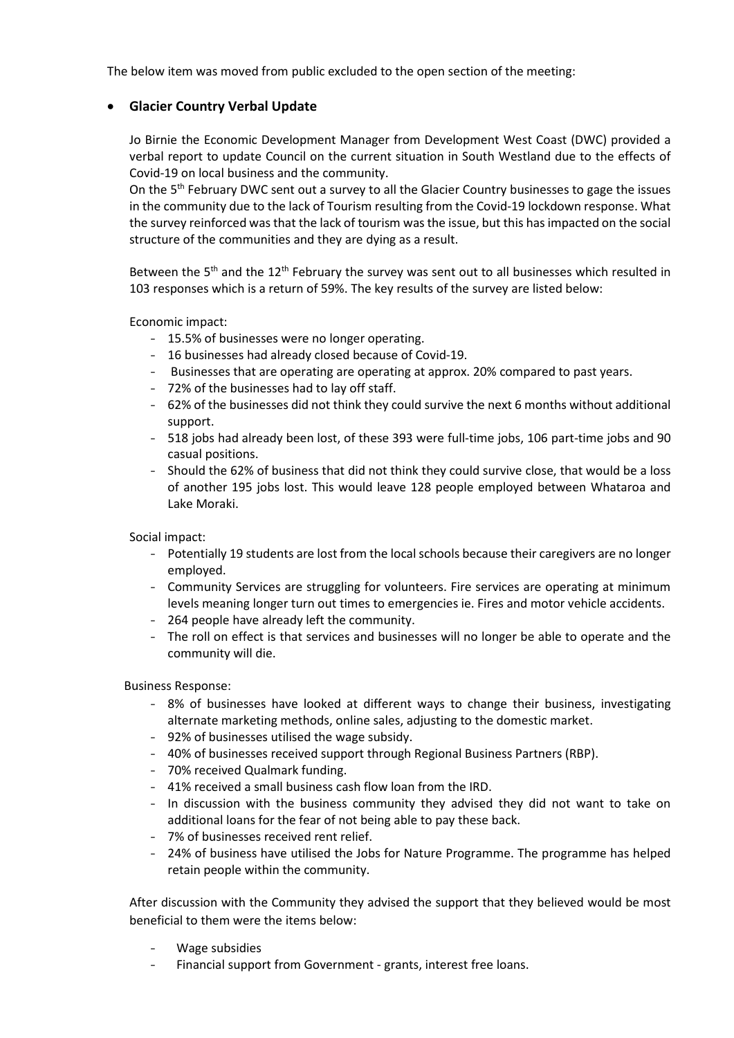The below item was moved from public excluded to the open section of the meeting:

- **Glacier Country Verbal Update**

  Jo Birnie the Economic Development Manager from Development West Coast (DWC) provided a verbal report to update Council on the current situation in South Westland due to the effects of Covid-19 on local business and the community.
  On the 5th February DWC sent out a survey to all the Glacier Country businesses to gage the issues in the community due to the lack of Tourism resulting from the Covid-19 lockdown response. What the survey reinforced was that the lack of tourism was the issue, but this has impacted on the social structure of the communities and they are dying as a result.

  Between the 5th and the 12th February the survey was sent out to all businesses which resulted in 103 responses which is a return of 59%. The key results of the survey are listed below:

  Economic impact:
  - 15.5% of businesses were no longer operating.
  - 16 businesses had already closed because of Covid-19.
  - Businesses that are operating are operating at approx. 20% compared to past years.
  - 72% of the businesses had to lay off staff.
  - 62% of the businesses did not think they could survive the next 6 months without additional support.
  - 518 jobs had already been lost, of these 393 were full-time jobs, 106 part-time jobs and 90 casual positions.
  - Should the 62% of business that did not think they could survive close, that would be a loss of another 195 jobs lost. This would leave 128 people employed between Whataroa and Lake Moraki.

  Social impact:
  - Potentially 19 students are lost from the local schools because their caregivers are no longer employed.
  - Community Services are struggling for volunteers. Fire services are operating at minimum levels meaning longer turn out times to emergencies ie. Fires and motor vehicle accidents.
  - 264 people have already left the community.
  - The roll on effect is that services and businesses will no longer be able to operate and the community will die.

  Business Response:
  - 8% of businesses have looked at different ways to change their business, investigating alternate marketing methods, online sales, adjusting to the domestic market.
  - 92% of businesses utilised the wage subsidy.
  - 40% of businesses received support through Regional Business Partners (RBP).
  - 70% received Qualmark funding.
  - 41% received a small business cash flow loan from the IRD.
  - In discussion with the business community they advised they did not want to take on additional loans for the fear of not being able to pay these back.
  - 7% of businesses received rent relief.
  - 24% of business have utilised the Jobs for Nature Programme. The programme has helped retain people within the community.

  After discussion with the Community they advised the support that they believed would be most beneficial to them were the items below:

  - Wage subsidies
  - Financial support from Government - grants, interest free loans.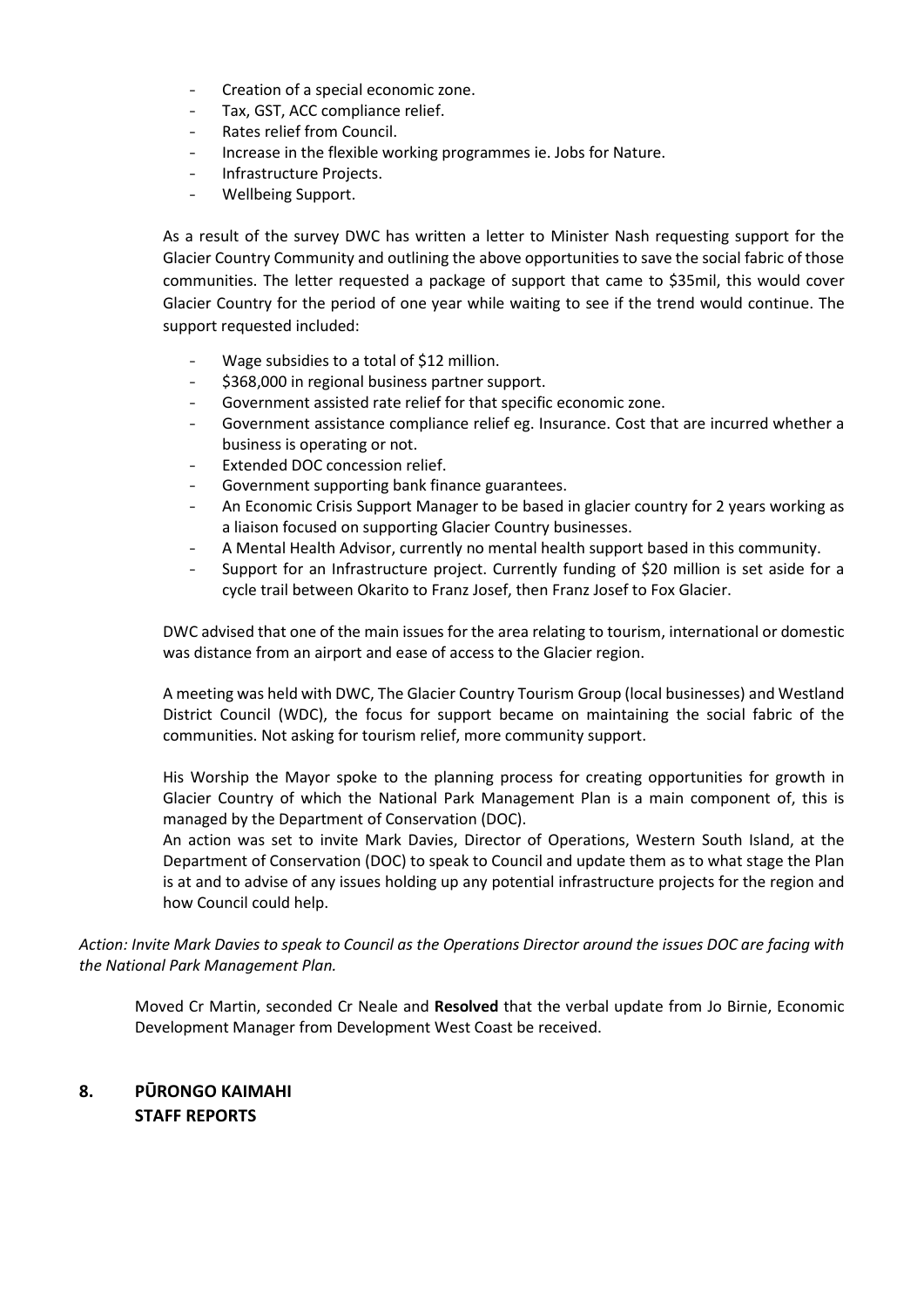- Creation of a special economic zone.
- Tax, GST, ACC compliance relief.
- Rates relief from Council.
- Increase in the flexible working programmes ie. Jobs for Nature.
- Infrastructure Projects.
- Wellbeing Support.

As a result of the survey DWC has written a letter to Minister Nash requesting support for the Glacier Country Community and outlining the above opportunities to save the social fabric of those communities. The letter requested a package of support that came to $35mil, this would cover Glacier Country for the period of one year while waiting to see if the trend would continue. The support requested included:

- Wage subsidies to a total of $12 million.
- $368,000 in regional business partner support.
- Government assisted rate relief for that specific economic zone.
- Government assistance compliance relief eg. Insurance. Cost that are incurred whether a business is operating or not.
- Extended DOC concession relief.
- Government supporting bank finance guarantees.
- An Economic Crisis Support Manager to be based in glacier country for 2 years working as a liaison focused on supporting Glacier Country businesses.
- A Mental Health Advisor, currently no mental health support based in this community.
- Support for an Infrastructure project. Currently funding of $20 million is set aside for a cycle trail between Okarito to Franz Josef, then Franz Josef to Fox Glacier.

DWC advised that one of the main issues for the area relating to tourism, international or domestic was distance from an airport and ease of access to the Glacier region.

A meeting was held with DWC, The Glacier Country Tourism Group (local businesses) and Westland District Council (WDC), the focus for support became on maintaining the social fabric of the communities. Not asking for tourism relief, more community support.

His Worship the Mayor spoke to the planning process for creating opportunities for growth in Glacier Country of which the National Park Management Plan is a main component of, this is managed by the Department of Conservation (DOC).
An action was set to invite Mark Davies, Director of Operations, Western South Island, at the Department of Conservation (DOC) to speak to Council and update them as to what stage the Plan is at and to advise of any issues holding up any potential infrastructure projects for the region and how Council could help.

*Action: Invite Mark Davies to speak to Council as the Operations Director around the issues DOC are facing with the National Park Management Plan.*

Moved Cr Martin, seconded Cr Neale and **Resolved** that the verbal update from Jo Birnie, Economic Development Manager from Development West Coast be received.

## 8. PŪRONGO KAIMAHI STAFF REPORTS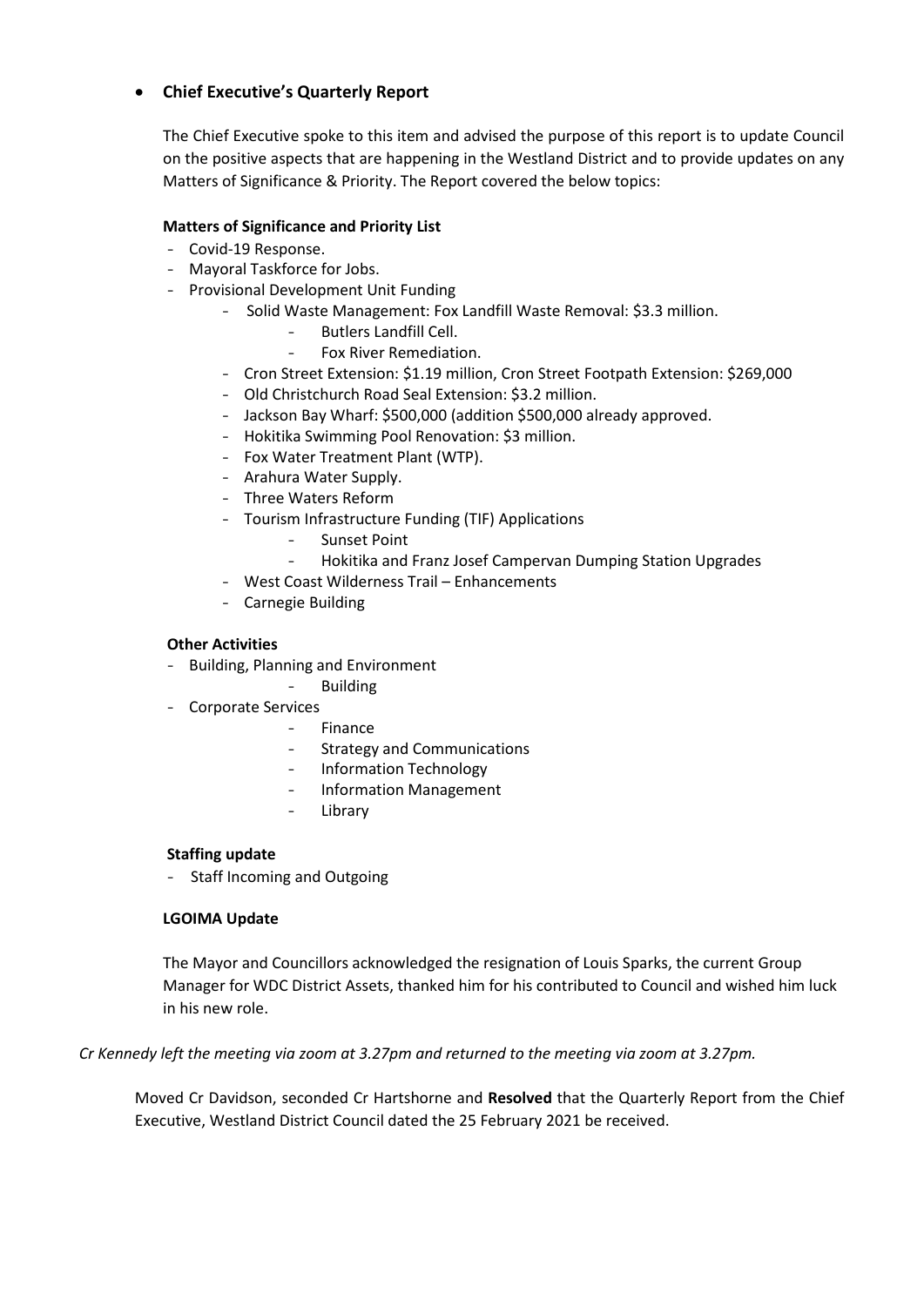- **Chief Executive's Quarterly Report**

  The Chief Executive spoke to this item and advised the purpose of this report is to update Council on the positive aspects that are happening in the Westland District and to provide updates on any Matters of Significance & Priority. The Report covered the below topics:

  **Matters of Significance and Priority List**

  - Covid-19 Response.
  - Mayoral Taskforce for Jobs.
  - Provisional Development Unit Funding
    - Solid Waste Management: Fox Landfill Waste Removal: $3.3 million.
      - Butlers Landfill Cell.
      - Fox River Remediation.
    - Cron Street Extension: $1.19 million, Cron Street Footpath Extension: $269,000
    - Old Christchurch Road Seal Extension: $3.2 million.
    - Jackson Bay Wharf: $500,000 (addition $500,000 already approved.
    - Hokitika Swimming Pool Renovation: $3 million.
    - Fox Water Treatment Plant (WTP).
    - Arahura Water Supply.
    - Three Waters Reform
    - Tourism Infrastructure Funding (TIF) Applications
      - Sunset Point
      - Hokitika and Franz Josef Campervan Dumping Station Upgrades
    - West Coast Wilderness Trail – Enhancements
    - Carnegie Building

  **Other Activities**

  - Building, Planning and Environment
    - Building
  - Corporate Services
    - Finance
    - Strategy and Communications
    - Information Technology
    - Information Management
    - Library

  **Staffing update**

  - Staff Incoming and Outgoing

  **LGOIMA Update**

  The Mayor and Councillors acknowledged the resignation of Louis Sparks, the current Group Manager for WDC District Assets, thanked him for his contributed to Council and wished him luck in his new role.

*Cr Kennedy left the meeting via zoom at 3.27pm and returned to the meeting via zoom at 3.27pm.*

Moved Cr Davidson, seconded Cr Hartshorne and **Resolved** that the Quarterly Report from the Chief Executive, Westland District Council dated the 25 February 2021 be received.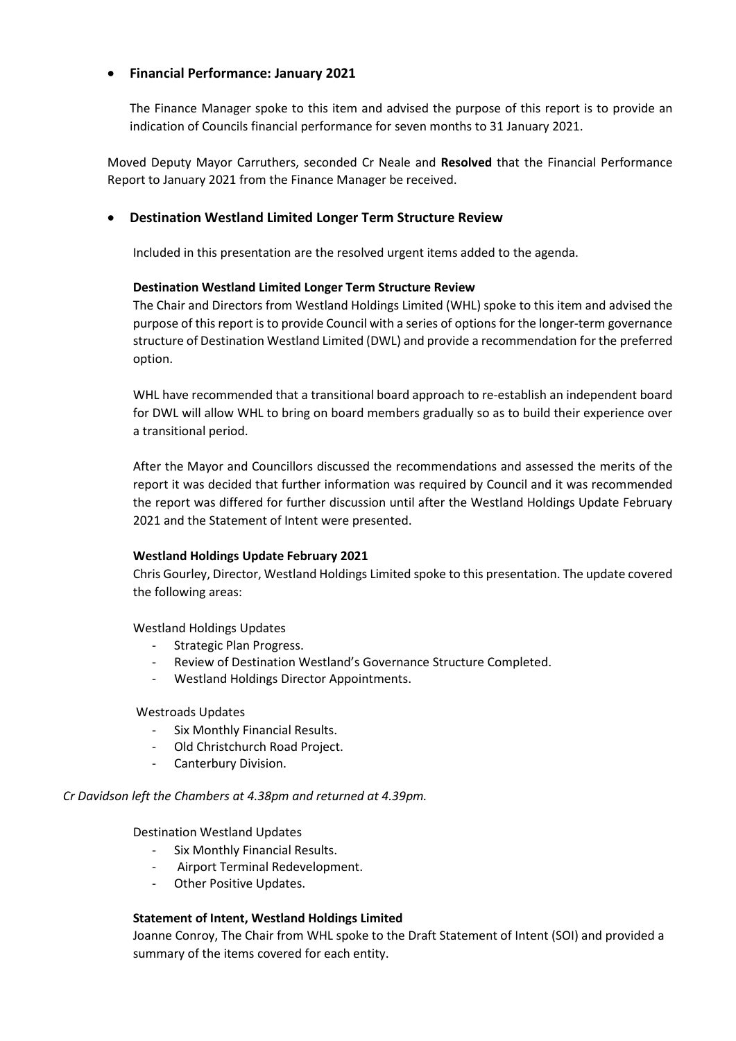- **Financial Performance: January 2021**

  The Finance Manager spoke to this item and advised the purpose of this report is to provide an indication of Councils financial performance for seven months to 31 January 2021.

Moved Deputy Mayor Carruthers, seconded Cr Neale and **Resolved** that the Financial Performance Report to January 2021 from the Finance Manager be received.

- **Destination Westland Limited Longer Term Structure Review**

  Included in this presentation are the resolved urgent items added to the agenda.

  **Destination Westland Limited Longer Term Structure Review**

  The Chair and Directors from Westland Holdings Limited (WHL) spoke to this item and advised the purpose of this report is to provide Council with a series of options for the longer-term governance structure of Destination Westland Limited (DWL) and provide a recommendation for the preferred option.

  WHL have recommended that a transitional board approach to re-establish an independent board for DWL will allow WHL to bring on board members gradually so as to build their experience over a transitional period.

  After the Mayor and Councillors discussed the recommendations and assessed the merits of the report it was decided that further information was required by Council and it was recommended the report was differed for further discussion until after the Westland Holdings Update February 2021 and the Statement of Intent were presented.

  **Westland Holdings Update February 2021**

  Chris Gourley, Director, Westland Holdings Limited spoke to this presentation. The update covered the following areas:

  Westland Holdings Updates
  - Strategic Plan Progress.
  - Review of Destination Westland's Governance Structure Completed.
  - Westland Holdings Director Appointments.

  Westroads Updates
  - Six Monthly Financial Results.
  - Old Christchurch Road Project.
  - Canterbury Division.

*Cr Davidson left the Chambers at 4.38pm and returned at 4.39pm.*

  Destination Westland Updates
  - Six Monthly Financial Results.
  - Airport Terminal Redevelopment.
  - Other Positive Updates.

  **Statement of Intent, Westland Holdings Limited**

  Joanne Conroy, The Chair from WHL spoke to the Draft Statement of Intent (SOI) and provided a summary of the items covered for each entity.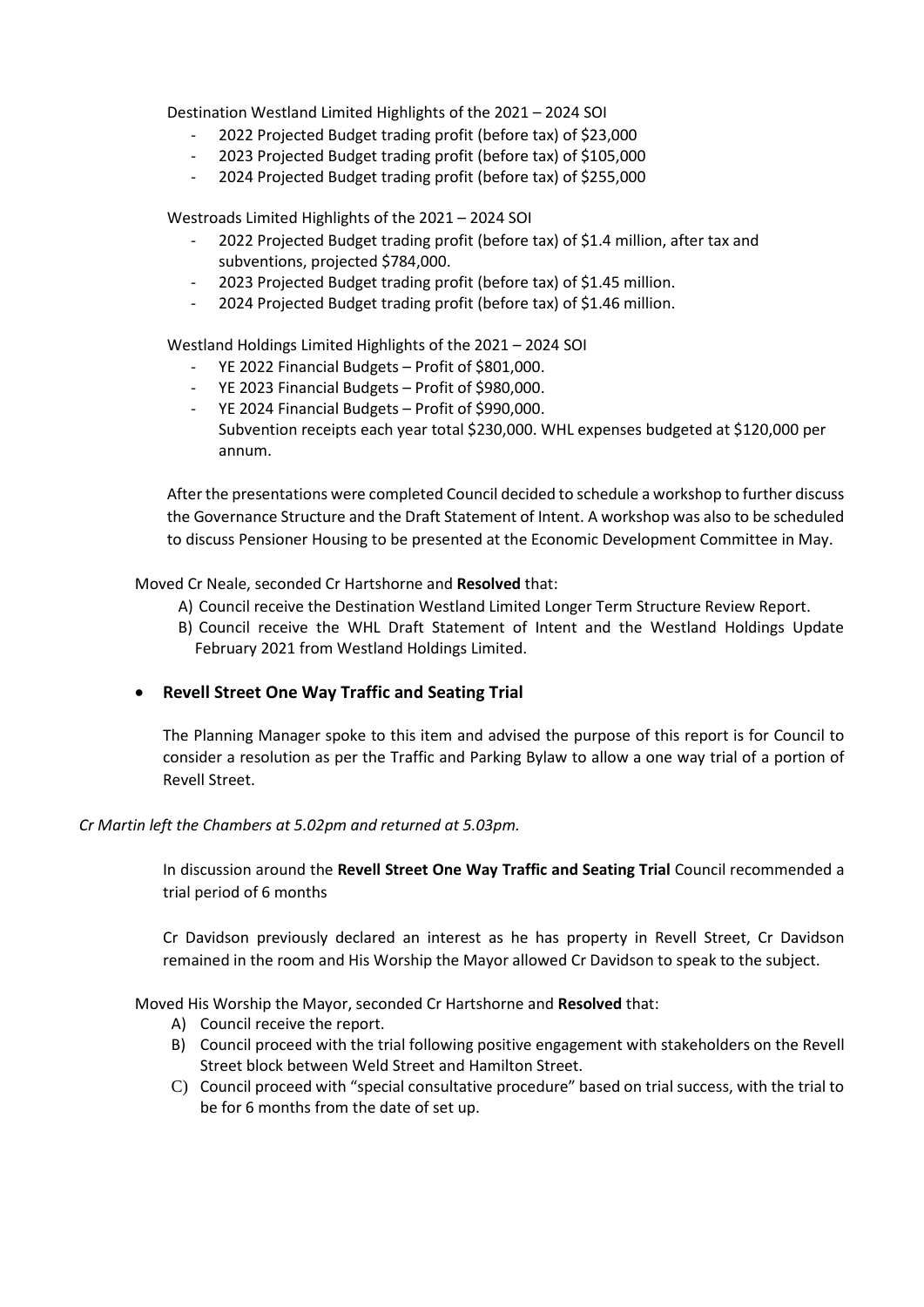Destination Westland Limited Highlights of the 2021 – 2024 SOI

- 2022 Projected Budget trading profit (before tax) of $23,000
- 2023 Projected Budget trading profit (before tax) of $105,000
- 2024 Projected Budget trading profit (before tax) of $255,000

Westroads Limited Highlights of the 2021 – 2024 SOI

- 2022 Projected Budget trading profit (before tax) of $1.4 million, after tax and subventions, projected $784,000.
- 2023 Projected Budget trading profit (before tax) of $1.45 million.
- 2024 Projected Budget trading profit (before tax) of $1.46 million.

Westland Holdings Limited Highlights of the 2021 – 2024 SOI

- YE 2022 Financial Budgets – Profit of $801,000.
- YE 2023 Financial Budgets – Profit of $980,000.
- YE 2024 Financial Budgets – Profit of $990,000.
  Subvention receipts each year total $230,000. WHL expenses budgeted at $120,000 per annum.

After the presentations were completed Council decided to schedule a workshop to further discuss the Governance Structure and the Draft Statement of Intent. A workshop was also to be scheduled to discuss Pensioner Housing to be presented at the Economic Development Committee in May.

Moved Cr Neale, seconded Cr Hartshorne and **Resolved** that:

A) Council receive the Destination Westland Limited Longer Term Structure Review Report.
B) Council receive the WHL Draft Statement of Intent and the Westland Holdings Update February 2021 from Westland Holdings Limited.

- **Revell Street One Way Traffic and Seating Trial**

The Planning Manager spoke to this item and advised the purpose of this report is for Council to consider a resolution as per the Traffic and Parking Bylaw to allow a one way trial of a portion of Revell Street.

*Cr Martin left the Chambers at 5.02pm and returned at 5.03pm.*

In discussion around the **Revell Street One Way Traffic and Seating Trial** Council recommended a trial period of 6 months

Cr Davidson previously declared an interest as he has property in Revell Street, Cr Davidson remained in the room and His Worship the Mayor allowed Cr Davidson to speak to the subject.

Moved His Worship the Mayor, seconded Cr Hartshorne and **Resolved** that:

A) Council receive the report.
B) Council proceed with the trial following positive engagement with stakeholders on the Revell Street block between Weld Street and Hamilton Street.
C) Council proceed with "special consultative procedure" based on trial success, with the trial to be for 6 months from the date of set up.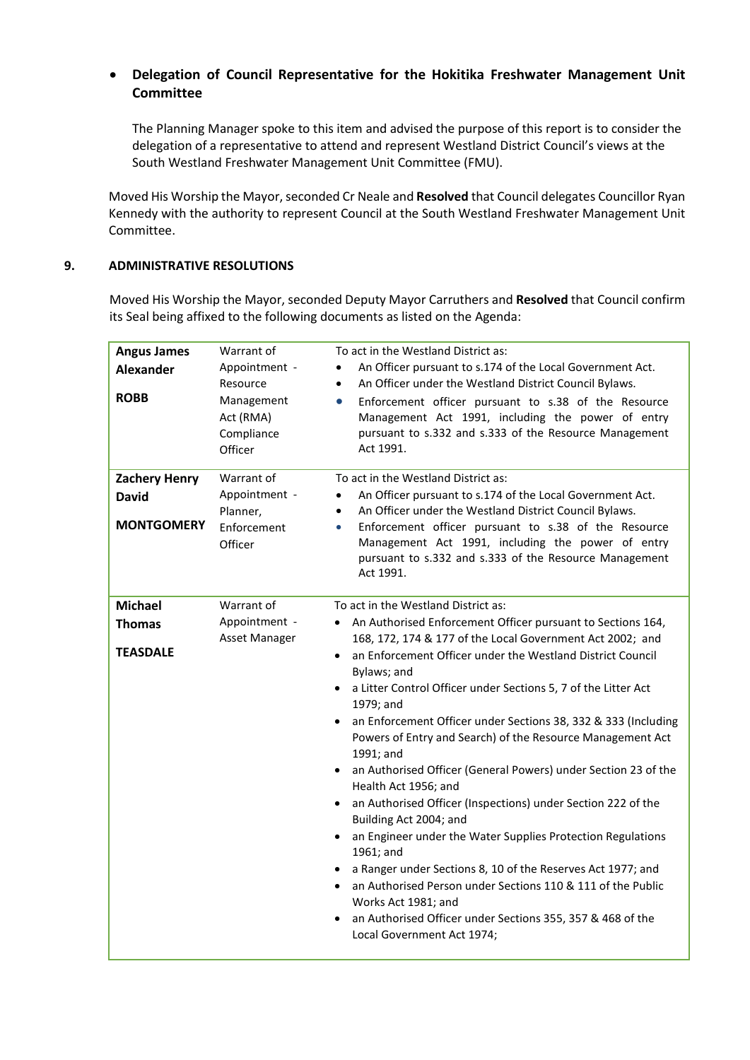- **Delegation of Council Representative for the Hokitika Freshwater Management Unit Committee**

  The Planning Manager spoke to this item and advised the purpose of this report is to consider the delegation of a representative to attend and represent Westland District Council's views at the South Westland Freshwater Management Unit Committee (FMU).

Moved His Worship the Mayor, seconded Cr Neale and **Resolved** that Council delegates Councillor Ryan Kennedy with the authority to represent Council at the South Westland Freshwater Management Unit Committee.

## 9. ADMINISTRATIVE RESOLUTIONS

Moved His Worship the Mayor, seconded Deputy Mayor Carruthers and **Resolved** that Council confirm its Seal being affixed to the following documents as listed on the Agenda:

| | | |
|---|---|---|
| **Angus James Alexander ROBB** | Warrant of Appointment - Resource Management Act (RMA) Compliance Officer | To act in the Westland District as:<br>• An Officer pursuant to s.174 of the Local Government Act.<br>• An Officer under the Westland District Council Bylaws.<br>• Enforcement officer pursuant to s.38 of the Resource Management Act 1991, including the power of entry pursuant to s.332 and s.333 of the Resource Management Act 1991. |
| **Zachery Henry David MONTGOMERY** | Warrant of Appointment - Planner, Enforcement Officer | To act in the Westland District as:<br>• An Officer pursuant to s.174 of the Local Government Act.<br>• An Officer under the Westland District Council Bylaws.<br>• Enforcement officer pursuant to s.38 of the Resource Management Act 1991, including the power of entry pursuant to s.332 and s.333 of the Resource Management Act 1991. |
| **Michael Thomas TEASDALE** | Warrant of Appointment - Asset Manager | To act in the Westland District as:<br>• An Authorised Enforcement Officer pursuant to Sections 164, 168, 172, 174 & 177 of the Local Government Act 2002; and<br>• an Enforcement Officer under the Westland District Council Bylaws; and<br>• a Litter Control Officer under Sections 5, 7 of the Litter Act 1979; and<br>• an Enforcement Officer under Sections 38, 332 & 333 (Including Powers of Entry and Search) of the Resource Management Act 1991; and<br>• an Authorised Officer (General Powers) under Section 23 of the Health Act 1956; and<br>• an Authorised Officer (Inspections) under Section 222 of the Building Act 2004; and<br>• an Engineer under the Water Supplies Protection Regulations 1961; and<br>• a Ranger under Sections 8, 10 of the Reserves Act 1977; and<br>• an Authorised Person under Sections 110 & 111 of the Public Works Act 1981; and<br>• an Authorised Officer under Sections 355, 357 & 468 of the Local Government Act 1974; |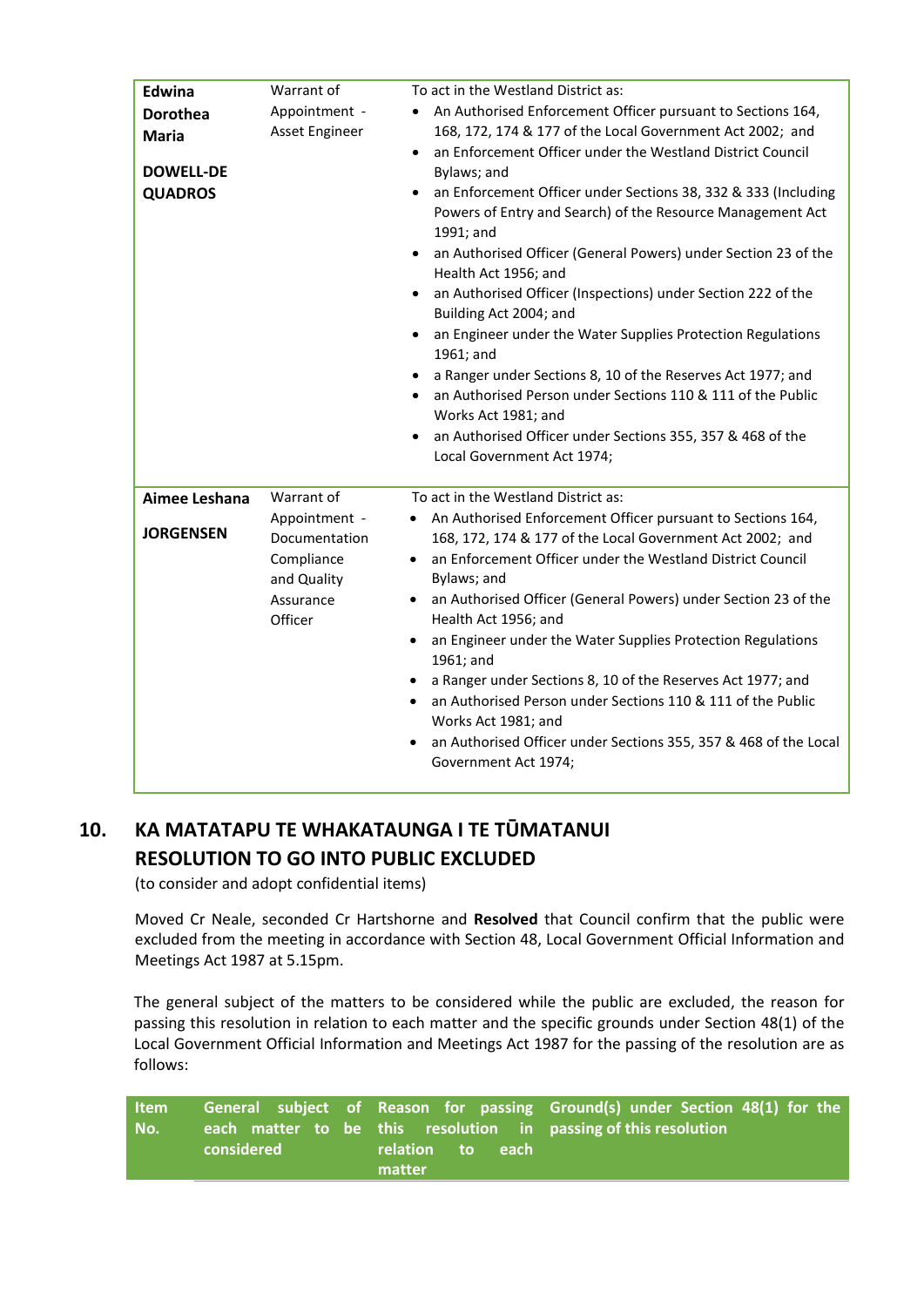| | | |
|---|---|---|
| **Edwina Dorothea Maria**<br><br>**DOWELL-DE QUADROS** | Warrant of Appointment - Asset Engineer | To act in the Westland District as:<br>• An Authorised Enforcement Officer pursuant to Sections 164, 168, 172, 174 & 177 of the Local Government Act 2002; and<br>• an Enforcement Officer under the Westland District Council Bylaws; and<br>• an Enforcement Officer under Sections 38, 332 & 333 (Including Powers of Entry and Search) of the Resource Management Act 1991; and<br>• an Authorised Officer (General Powers) under Section 23 of the Health Act 1956; and<br>• an Authorised Officer (Inspections) under Section 222 of the Building Act 2004; and<br>• an Engineer under the Water Supplies Protection Regulations 1961; and<br>• a Ranger under Sections 8, 10 of the Reserves Act 1977; and<br>• an Authorised Person under Sections 110 & 111 of the Public Works Act 1981; and<br>• an Authorised Officer under Sections 355, 357 & 468 of the Local Government Act 1974; |
| **Aimee Leshana**<br><br>**JORGENSEN** | Warrant of Appointment - Documentation Compliance and Quality Assurance Officer | To act in the Westland District as:<br>• An Authorised Enforcement Officer pursuant to Sections 164, 168, 172, 174 & 177 of the Local Government Act 2002; and<br>• an Enforcement Officer under the Westland District Council Bylaws; and<br>• an Authorised Officer (General Powers) under Section 23 of the Health Act 1956; and<br>• an Engineer under the Water Supplies Protection Regulations 1961; and<br>• a Ranger under Sections 8, 10 of the Reserves Act 1977; and<br>• an Authorised Person under Sections 110 & 111 of the Public Works Act 1981; and<br>• an Authorised Officer under Sections 355, 357 & 468 of the Local Government Act 1974; |

## 10. KA MATATAPU TE WHAKATAUNGA I TE TŪMATANUI RESOLUTION TO GO INTO PUBLIC EXCLUDED

(to consider and adopt confidential items)

Moved Cr Neale, seconded Cr Hartshorne and **Resolved** that Council confirm that the public were excluded from the meeting in accordance with Section 48, Local Government Official Information and Meetings Act 1987 at 5.15pm.

The general subject of the matters to be considered while the public are excluded, the reason for passing this resolution in relation to each matter and the specific grounds under Section 48(1) of the Local Government Official Information and Meetings Act 1987 for the passing of the resolution are as follows:

| Item No. | General subject of each matter to be considered | Reason for passing this resolution in relation to each matter | Ground(s) under Section 48(1) for the passing of this resolution |
|---|---|---|---|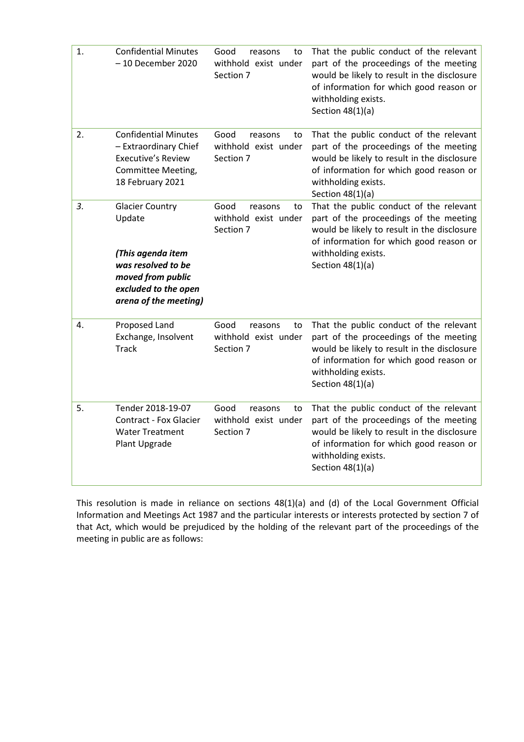| | | | |
|---|---|---|---|
| 1. | Confidential Minutes – 10 December 2020 | Good reasons to withhold exist under Section 7 | That the public conduct of the relevant part of the proceedings of the meeting would be likely to result in the disclosure of information for which good reason or withholding exists. Section 48(1)(a) |
| 2. | Confidential Minutes – Extraordinary Chief Executive's Review Committee Meeting, 18 February 2021 | Good reasons to withhold exist under Section 7 | That the public conduct of the relevant part of the proceedings of the meeting would be likely to result in the disclosure of information for which good reason or withholding exists. Section 48(1)(a) |
| *3.* | Glacier Country Update<br><br>***(This agenda item was resolved to be moved from public excluded to the open arena of the meeting)*** | Good reasons to withhold exist under Section 7 | That the public conduct of the relevant part of the proceedings of the meeting would be likely to result in the disclosure of information for which good reason or withholding exists. Section 48(1)(a) |
| 4. | Proposed Land Exchange, Insolvent Track | Good reasons to withhold exist under Section 7 | That the public conduct of the relevant part of the proceedings of the meeting would be likely to result in the disclosure of information for which good reason or withholding exists. Section 48(1)(a) |
| 5. | Tender 2018-19-07 Contract - Fox Glacier Water Treatment Plant Upgrade | Good reasons to withhold exist under Section 7 | That the public conduct of the relevant part of the proceedings of the meeting would be likely to result in the disclosure of information for which good reason or withholding exists. Section 48(1)(a) |

This resolution is made in reliance on sections 48(1)(a) and (d) of the Local Government Official Information and Meetings Act 1987 and the particular interests or interests protected by section 7 of that Act, which would be prejudiced by the holding of the relevant part of the proceedings of the meeting in public are as follows: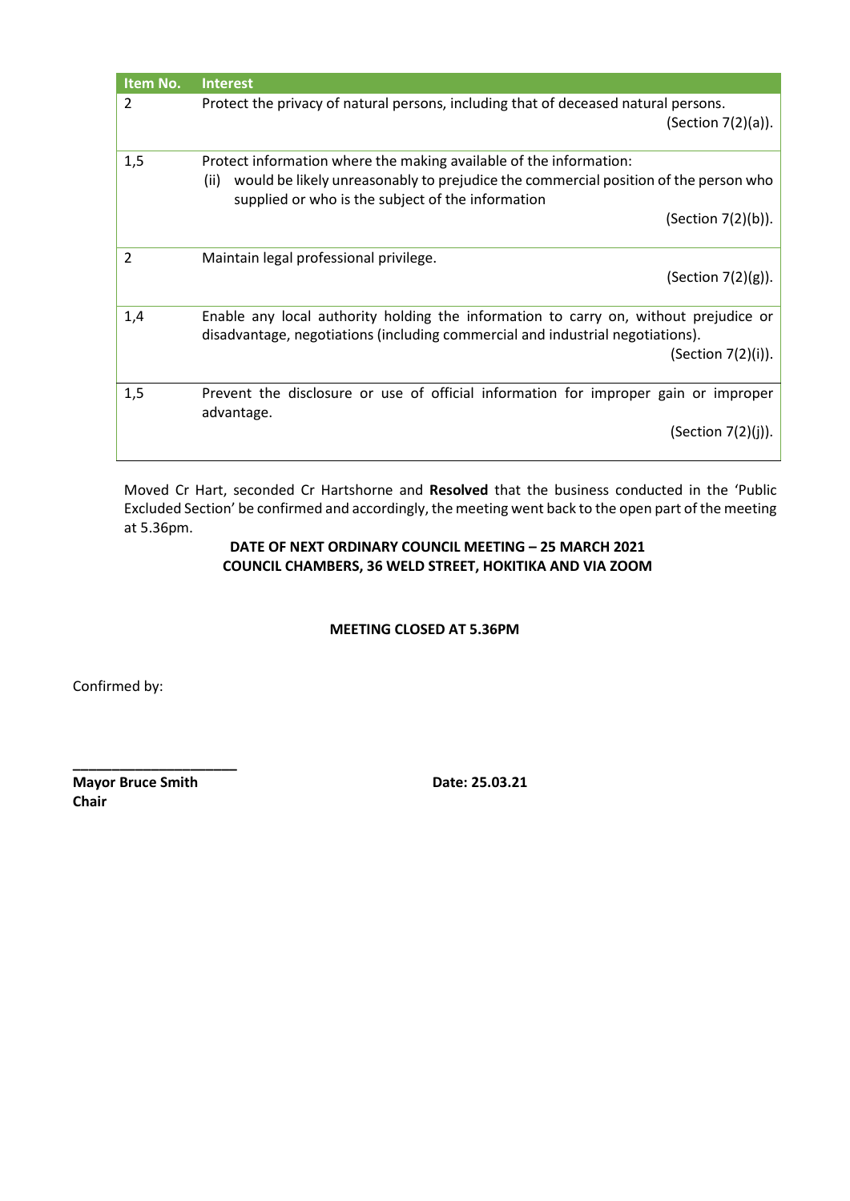| Item No. | Interest |
|---|---|
| 2 | Protect the privacy of natural persons, including that of deceased natural persons. (Section 7(2)(a)). |
| 1,5 | Protect information where the making available of the information: (ii) would be likely unreasonably to prejudice the commercial position of the person who supplied or who is the subject of the information (Section 7(2)(b)). |
| 2 | Maintain legal professional privilege. (Section 7(2)(g)). |
| 1,4 | Enable any local authority holding the information to carry on, without prejudice or disadvantage, negotiations (including commercial and industrial negotiations). (Section 7(2)(i)). |
| 1,5 | Prevent the disclosure or use of official information for improper gain or improper advantage. (Section 7(2)(j)). |

Moved Cr Hart, seconded Cr Hartshorne and **Resolved** that the business conducted in the 'Public Excluded Section' be confirmed and accordingly, the meeting went back to the open part of the meeting at 5.36pm.

**DATE OF NEXT ORDINARY COUNCIL MEETING – 25 MARCH 2021**
**COUNCIL CHAMBERS, 36 WELD STREET, HOKITIKA AND VIA ZOOM**

**MEETING CLOSED AT 5.36PM**

Confirmed by:

\_\_\_\_\_\_\_\_\_\_\_\_\_\_\_\_\_\_\_\_\_\_

**Mayor Bruce Smith**
**Chair**

**Date: 25.03.21**